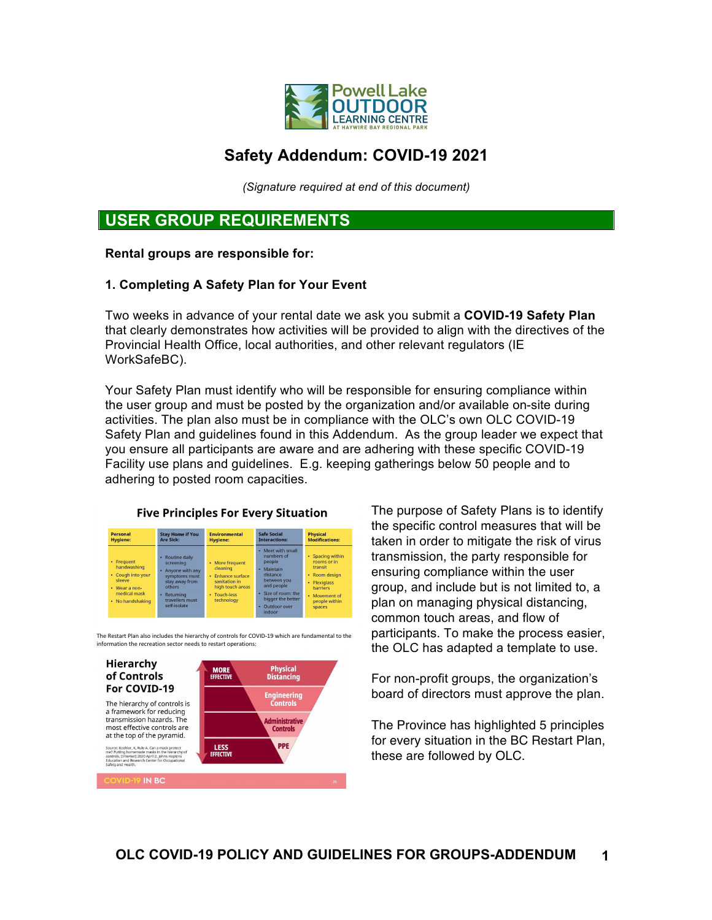# Safety Addendum: COVID-19 2021

*(Signature required at end of this document)*

## USER GROUP REQUIREMENTS

**Rental groups are responsible for:**

### 1. Completing A Safety Plan for Your Event

Two weeks in advance of your rental date we ask you submit a **COVID-19 Safety Plan** that clearly demonstrates how activities will be provided to align with the directives of the Provincial Health Office, local authorities, and other relevant regulators (IE WorkSafeBC).

Your Safety Plan must identify who will be responsible for ensuring compliance within the user group and must be posted by the organization and/or available on-site during activities. The plan also must be in compliance with the OLC's own OLC COVID-19 Safety Plan and guidelines found in this Addendum. As the group leader we expect that you ensure all participants are aware and are adhering with these specific COVID-19 Facility use plans and guidelines. E.g. keeping gatherings below 50 people and to adhering to posted room capacities.

**Five Principles For Every Situation**

| Personal Hygiene: | Stay Home if You Are Sick: | Environmental Hygiene: | Safe Social Interactions: | Physical Modifications: |
|---|---|---|---|---|
| • Frequent handwashing<br>• Cough into your sleeve<br>• Wear a non-medical mask<br>• No handshaking | • Routine daily screening<br>• Anyone with any symptoms must stay away from others<br>• Returning travellers must self-isolate | • More frequent cleaning<br>• Enhance surface sanitation in high touch areas<br>• Touch-less technology | • Meet with small numbers of people<br>• Maintain distance between you and people<br>• Size of room: the bigger the better<br>• Outdoor over indoor | • Spacing within rooms or in transit<br>• Room design<br>• Plexiglass barriers<br>• Movement of people within spaces |

The Restart Plan also includes the hierarchy of controls for COVID-19 which are fundamental to the information the recreation sector needs to restart operations:

**Hierarchy of Controls For COVID-19**

The hierarchy of controls is a framework for reducing transmission hazards. The most effective controls are at the top of the pyramid.

- MORE EFFECTIVE
  - Physical Distancing
  - Engineering Controls
  - Administrative Controls
  - PPE
- LESS EFFECTIVE

Source: Koehler, K, Rule A. Can a mask protect me? Putting homemade masks in the hierarchy of controls. [Internet] 2020 April 2. Johns Hopkins Education and Research Center for Occupational Safety and Health.

COVID-19 IN BC

The purpose of Safety Plans is to identify the specific control measures that will be taken in order to mitigate the risk of virus transmission, the party responsible for ensuring compliance within the user group, and include but is not limited to, a plan on managing physical distancing, common touch areas, and flow of participants. To make the process easier, the OLC has adapted a template to use.

For non-profit groups, the organization's board of directors must approve the plan.

The Province has highlighted 5 principles for every situation in the BC Restart Plan, these are followed by OLC.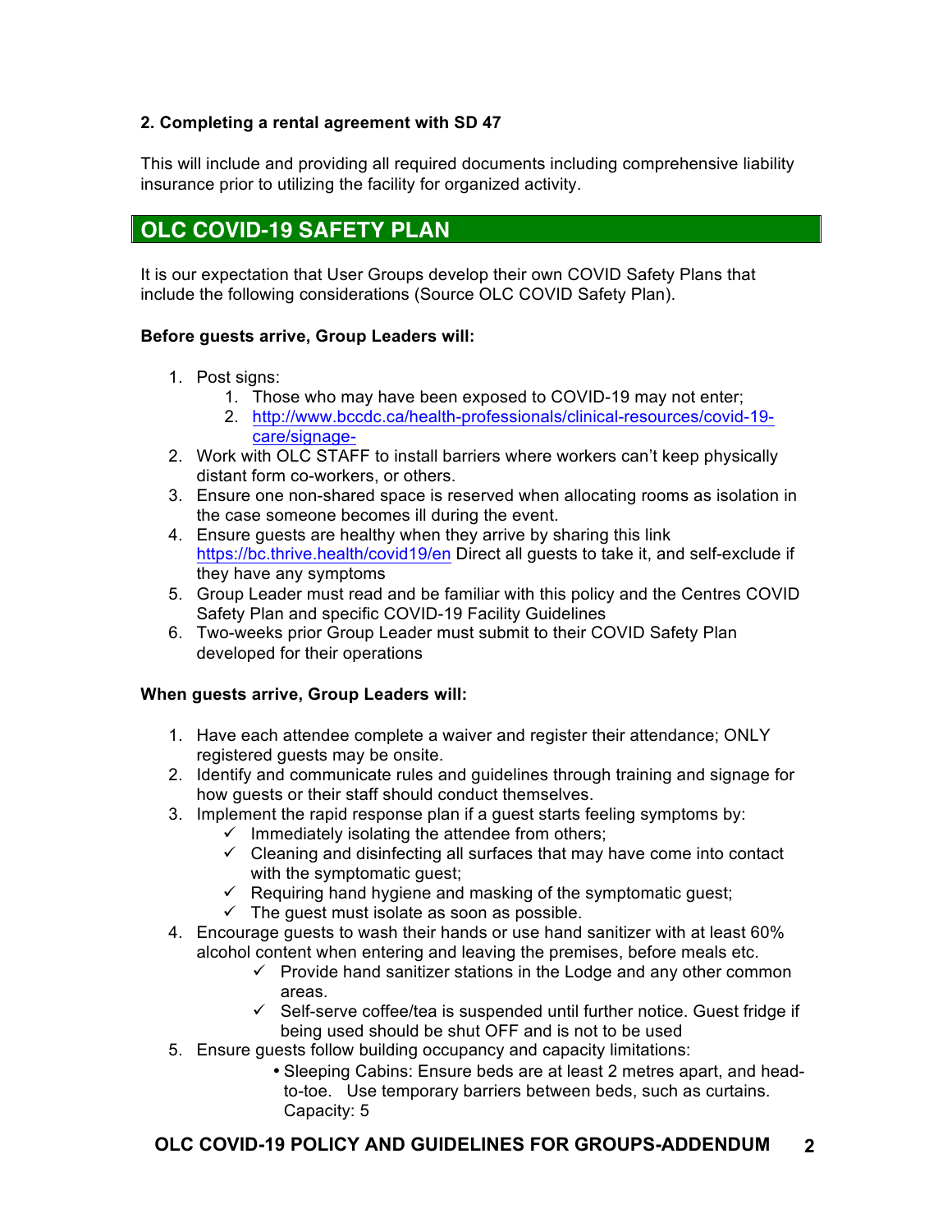**2. Completing a rental agreement with SD 47**

This will include and providing all required documents including comprehensive liability insurance prior to utilizing the facility for organized activity.

## OLC COVID-19 SAFETY PLAN

It is our expectation that User Groups develop their own COVID Safety Plans that include the following considerations (Source OLC COVID Safety Plan).

**Before guests arrive, Group Leaders will:**

1. Post signs:
   1. Those who may have been exposed to COVID-19 may not enter;
   2. http://www.bccdc.ca/health-professionals/clinical-resources/covid-19-care/signage-
2. Work with OLC STAFF to install barriers where workers can't keep physically distant form co-workers, or others.
3. Ensure one non-shared space is reserved when allocating rooms as isolation in the case someone becomes ill during the event.
4. Ensure guests are healthy when they arrive by sharing this link https://bc.thrive.health/covid19/en Direct all guests to take it, and self-exclude if they have any symptoms
5. Group Leader must read and be familiar with this policy and the Centres COVID Safety Plan and specific COVID-19 Facility Guidelines
6. Two-weeks prior Group Leader must submit to their COVID Safety Plan developed for their operations

**When guests arrive, Group Leaders will:**

1. Have each attendee complete a waiver and register their attendance; ONLY registered guests may be onsite.
2. Identify and communicate rules and guidelines through training and signage for how guests or their staff should conduct themselves.
3. Implement the rapid response plan if a guest starts feeling symptoms by:
   - ✓ Immediately isolating the attendee from others;
   - ✓ Cleaning and disinfecting all surfaces that may have come into contact with the symptomatic guest;
   - ✓ Requiring hand hygiene and masking of the symptomatic guest;
   - ✓ The guest must isolate as soon as possible.
4. Encourage guests to wash their hands or use hand sanitizer with at least 60% alcohol content when entering and leaving the premises, before meals etc.
   - ✓ Provide hand sanitizer stations in the Lodge and any other common areas.
   - ✓ Self-serve coffee/tea is suspended until further notice. Guest fridge if being used should be shut OFF and is not to be used
5. Ensure guests follow building occupancy and capacity limitations:
   - Sleeping Cabins: Ensure beds are at least 2 metres apart, and head-to-toe. Use temporary barriers between beds, such as curtains. Capacity: 5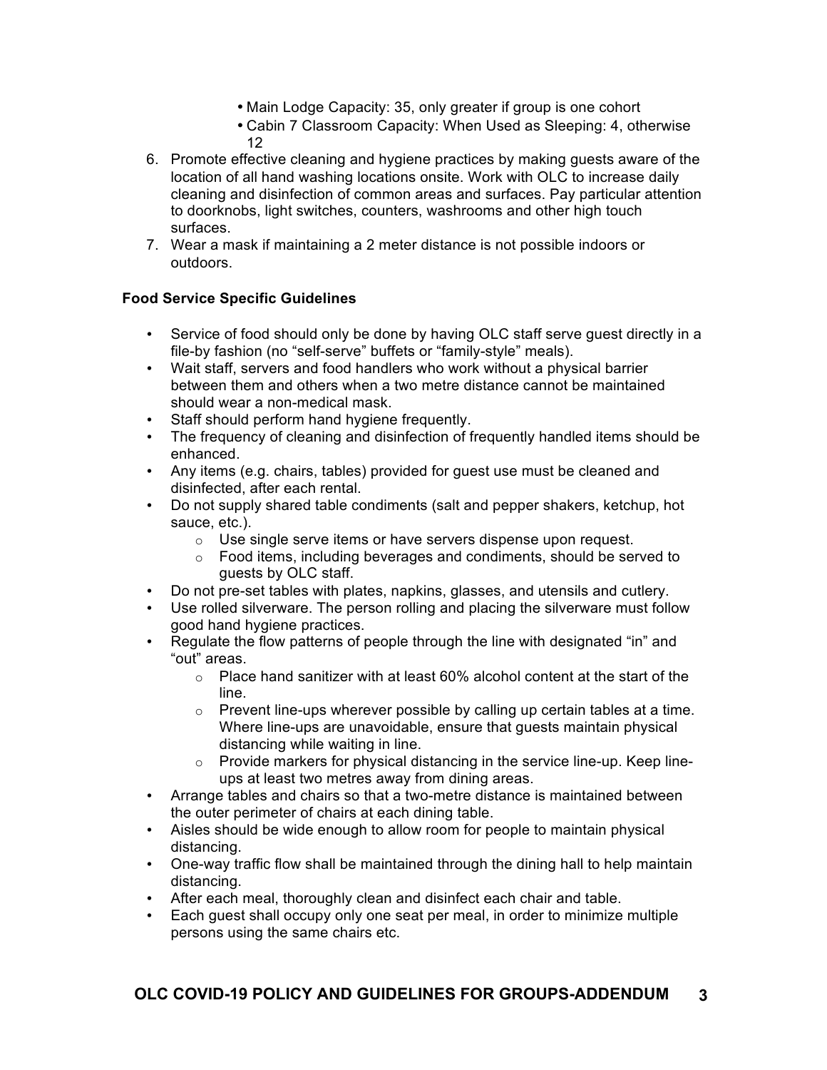- Main Lodge Capacity: 35, only greater if group is one cohort
- Cabin 7 Classroom Capacity: When Used as Sleeping: 4, otherwise 12

6. Promote effective cleaning and hygiene practices by making guests aware of the location of all hand washing locations onsite. Work with OLC to increase daily cleaning and disinfection of common areas and surfaces. Pay particular attention to doorknobs, light switches, counters, washrooms and other high touch surfaces.
7. Wear a mask if maintaining a 2 meter distance is not possible indoors or outdoors.

**Food Service Specific Guidelines**

- Service of food should only be done by having OLC staff serve guest directly in a file-by fashion (no "self-serve" buffets or "family-style" meals).
- Wait staff, servers and food handlers who work without a physical barrier between them and others when a two metre distance cannot be maintained should wear a non-medical mask.
- Staff should perform hand hygiene frequently.
- The frequency of cleaning and disinfection of frequently handled items should be enhanced.
- Any items (e.g. chairs, tables) provided for guest use must be cleaned and disinfected, after each rental.
- Do not supply shared table condiments (salt and pepper shakers, ketchup, hot sauce, etc.).
  - Use single serve items or have servers dispense upon request.
  - Food items, including beverages and condiments, should be served to guests by OLC staff.
- Do not pre-set tables with plates, napkins, glasses, and utensils and cutlery.
- Use rolled silverware. The person rolling and placing the silverware must follow good hand hygiene practices.
- Regulate the flow patterns of people through the line with designated "in" and "out" areas.
  - Place hand sanitizer with at least 60% alcohol content at the start of the line.
  - Prevent line-ups wherever possible by calling up certain tables at a time. Where line-ups are unavoidable, ensure that guests maintain physical distancing while waiting in line.
  - Provide markers for physical distancing in the service line-up. Keep line-ups at least two metres away from dining areas.
- Arrange tables and chairs so that a two-metre distance is maintained between the outer perimeter of chairs at each dining table.
- Aisles should be wide enough to allow room for people to maintain physical distancing.
- One-way traffic flow shall be maintained through the dining hall to help maintain distancing.
- After each meal, thoroughly clean and disinfect each chair and table.
- Each guest shall occupy only one seat per meal, in order to minimize multiple persons using the same chairs etc.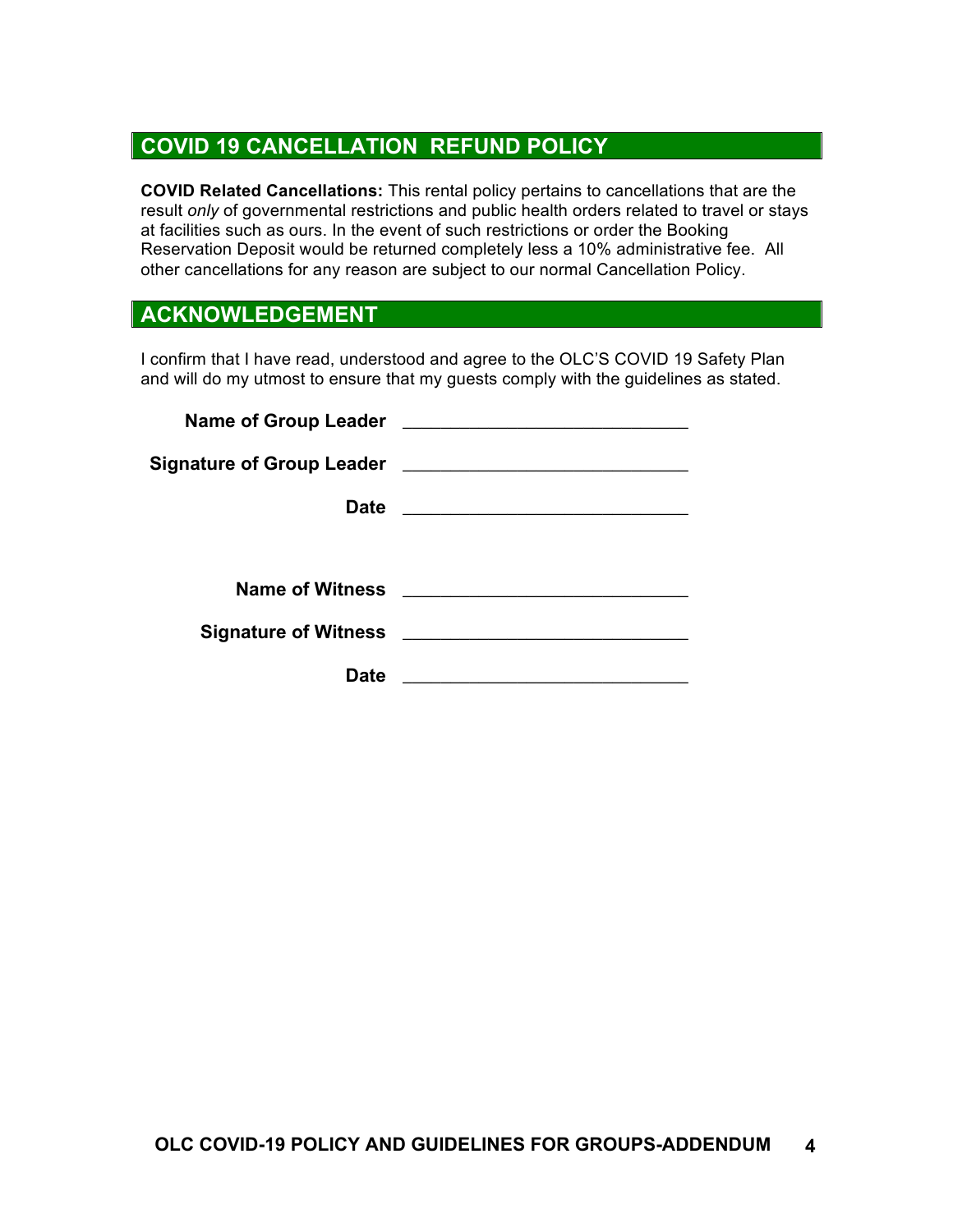## COVID 19 CANCELLATION REFUND POLICY

**COVID Related Cancellations:** This rental policy pertains to cancellations that are the result *only* of governmental restrictions and public health orders related to travel or stays at facilities such as ours. In the event of such restrictions or order the Booking Reservation Deposit would be returned completely less a 10% administrative fee. All other cancellations for any reason are subject to our normal Cancellation Policy.

## ACKNOWLEDGEMENT

I confirm that I have read, understood and agree to the OLC'S COVID 19 Safety Plan and will do my utmost to ensure that my guests comply with the guidelines as stated.

**Name of Group Leader** ____________________________

**Signature of Group Leader** ____________________________

**Date** ____________________________

**Name of Witness** ____________________________

**Signature of Witness** ____________________________

**Date** ____________________________